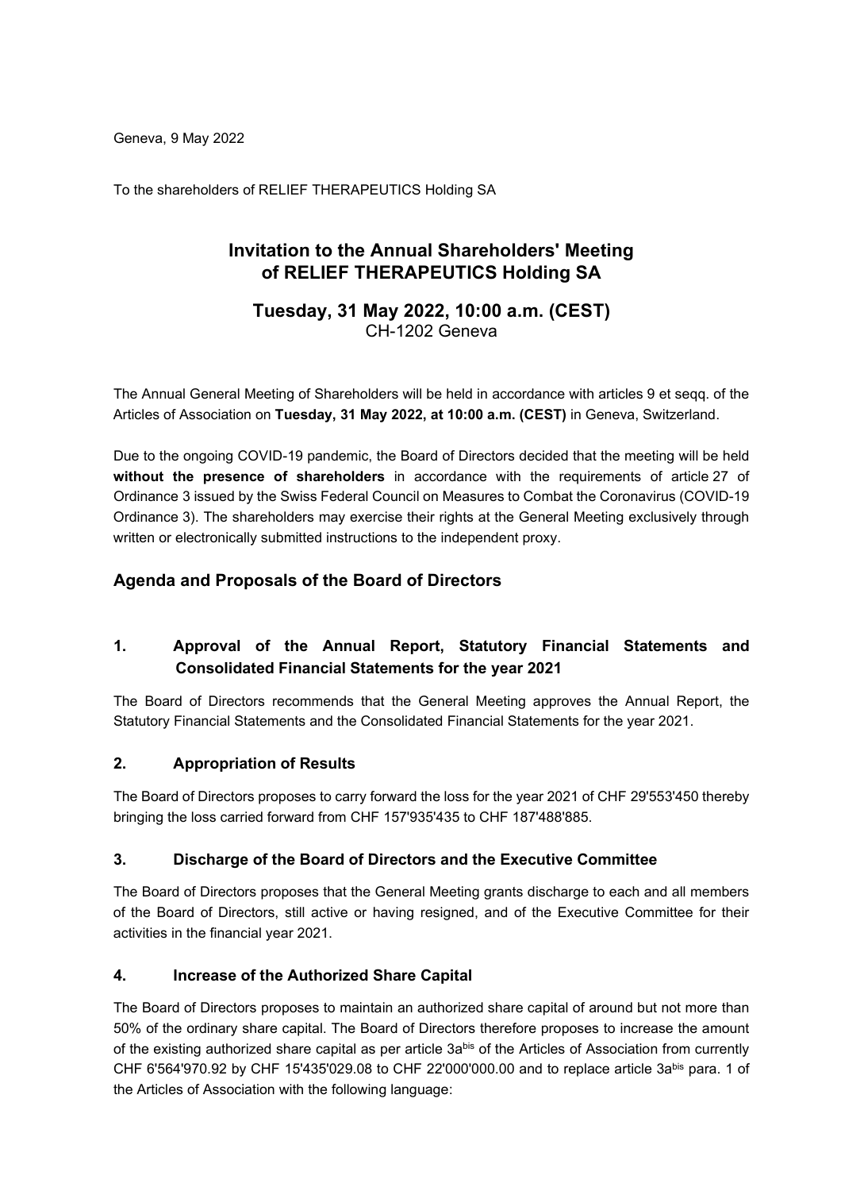Geneva, 9 May 2022

To the shareholders of RELIEF THERAPEUTICS Holding SA

# Invitation to the Annual Shareholders' Meeting of RELIEF THERAPEUTICS Holding SA

## Tuesday, 31 May 2022, 10:00 a.m. (CEST)

CH-1202 Geneva

The Annual General Meeting of Shareholders will be held in accordance with articles 9 et seqq. of the Articles of Association on **Tuesday, 31 May 2022, at 10:00 a.m. (CEST)** in Geneva, Switzerland.

Due to the ongoing COVID-19 pandemic, the Board of Directors decided that the meeting will be held **without the presence of shareholders** in accordance with the requirements of article 27 of Ordinance 3 issued by the Swiss Federal Council on Measures to Combat the Coronavirus (COVID-19 Ordinance 3). The shareholders may exercise their rights at the General Meeting exclusively through written or electronically submitted instructions to the independent proxy.

## Agenda and Proposals of the Board of Directors

### 1. Approval of the Annual Report, Statutory Financial Statements and Consolidated Financial Statements for the year 2021

The Board of Directors recommends that the General Meeting approves the Annual Report, the Statutory Financial Statements and the Consolidated Financial Statements for the year 2021.

### 2. Appropriation of Results

The Board of Directors proposes to carry forward the loss for the year 2021 of CHF 29'553'450 thereby bringing the loss carried forward from CHF 157'935'435 to CHF 187'488'885.

### 3. Discharge of the Board of Directors and the Executive Committee

The Board of Directors proposes that the General Meeting grants discharge to each and all members of the Board of Directors, still active or having resigned, and of the Executive Committee for their activities in the financial year 2021.

### 4. Increase of the Authorized Share Capital

The Board of Directors proposes to maintain an authorized share capital of around but not more than 50% of the ordinary share capital. The Board of Directors therefore proposes to increase the amount of the existing authorized share capital as per article 3a$^{bis}$ of the Articles of Association from currently CHF 6'564'970.92 by CHF 15'435'029.08 to CHF 22'000'000.00 and to replace article 3a$^{bis}$ para. 1 of the Articles of Association with the following language: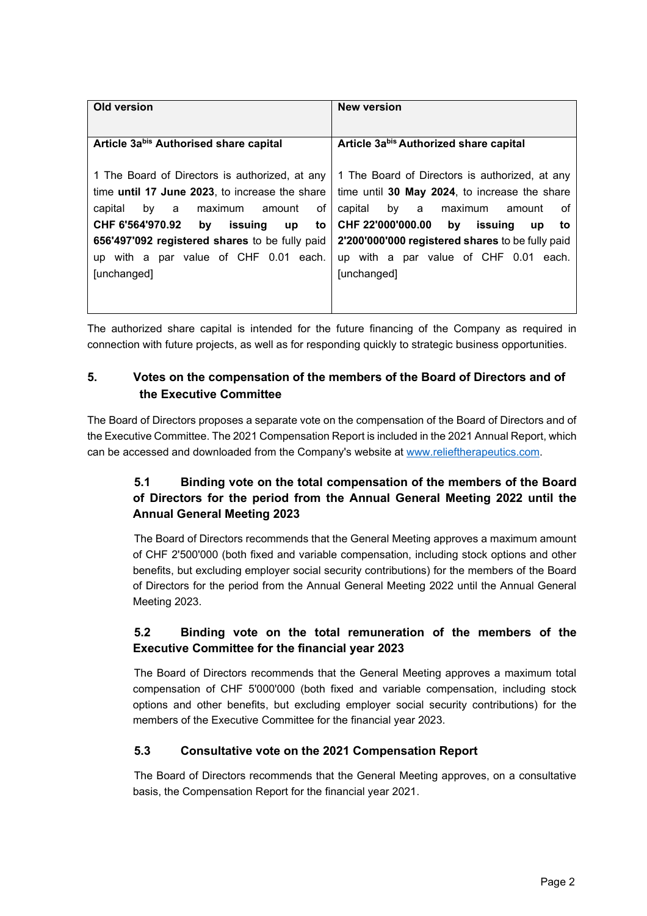| Old version | New version |
|---|---|
| **Article 3a$^{bis}$ Authorised share capital**<br><br>1 The Board of Directors is authorized, at any time **until 17 June 2023**, to increase the share capital by a maximum amount of **CHF 6'5649'970.92 by issuing up to 656'497'092 registered shares** to be fully paid up with a par value of CHF 0.01 each. [unchanged] | **Article 3a$^{bis}$ Authorized share capital**<br><br>1 The Board of Directors is authorized, at any time until **30 May 2024**, to increase the share capital by a maximum amount of **CHF 22'000'000.00 by issuing up to 2'200'000'000 registered shares** to be fully paid up with a par value of CHF 0.01 each. [unchanged] |

The authorized share capital is intended for the future financing of the Company as required in connection with future projects, as well as for responding quickly to strategic business opportunities.

## 5. Votes on the compensation of the members of the Board of Directors and of the Executive Committee

The Board of Directors proposes a separate vote on the compensation of the Board of Directors and of the Executive Committee. The 2021 Compensation Report is included in the 2021 Annual Report, which can be accessed and downloaded from the Company's website at www.relieftherapeutics.com.

### 5.1 Binding vote on the total compensation of the members of the Board of Directors for the period from the Annual General Meeting 2022 until the Annual General Meeting 2023

The Board of Directors recommends that the General Meeting approves a maximum amount of CHF 2'500'000 (both fixed and variable compensation, including stock options and other benefits, but excluding employer social security contributions) for the members of the Board of Directors for the period from the Annual General Meeting 2022 until the Annual General Meeting 2023.

### 5.2 Binding vote on the total remuneration of the members of the Executive Committee for the financial year 2023

The Board of Directors recommends that the General Meeting approves a maximum total compensation of CHF 5'000'000 (both fixed and variable compensation, including stock options and other benefits, but excluding employer social security contributions) for the members of the Executive Committee for the financial year 2023.

### 5.3 Consultative vote on the 2021 Compensation Report

The Board of Directors recommends that the General Meeting approves, on a consultative basis, the Compensation Report for the financial year 2021.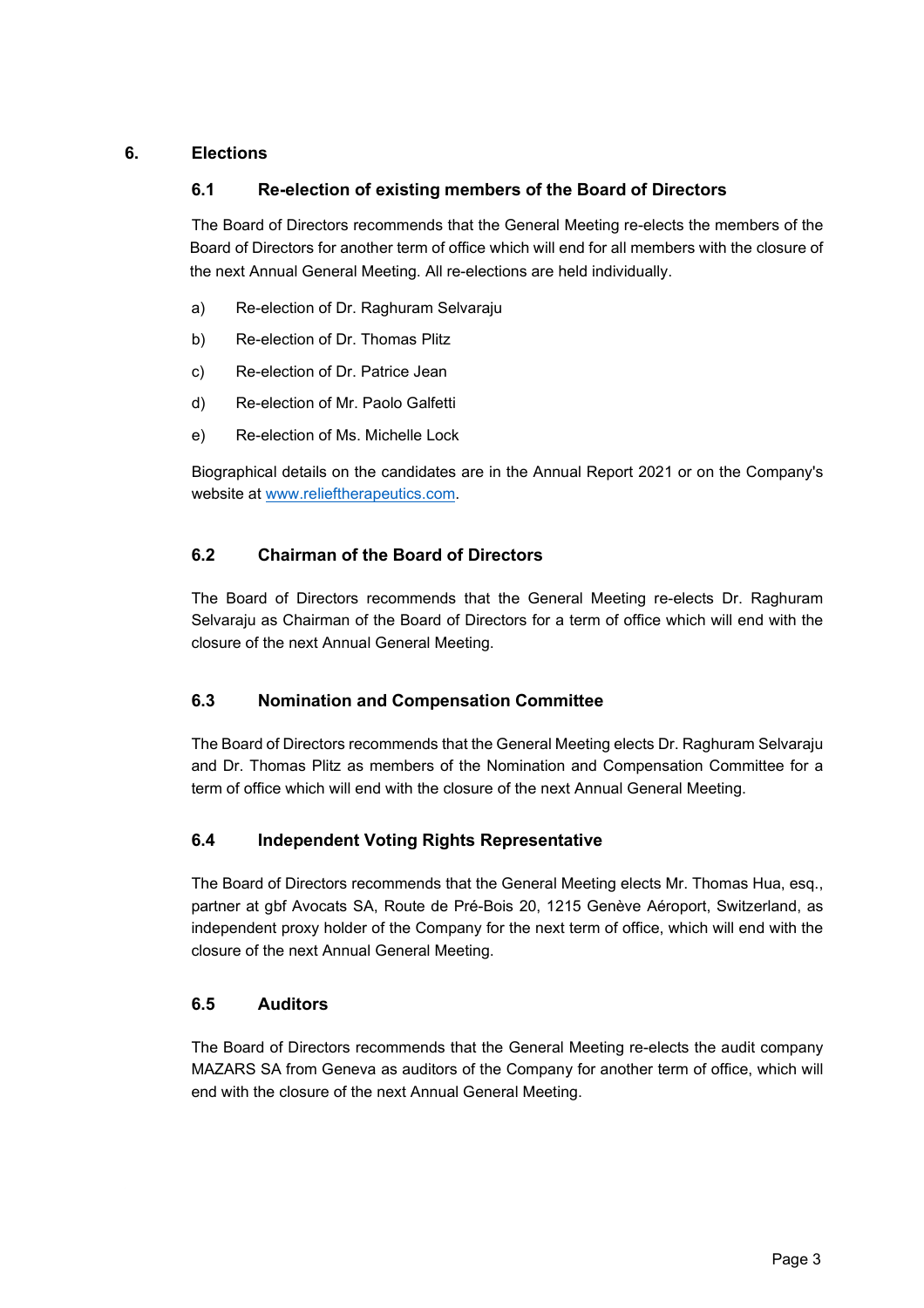## 6. Elections

### 6.1 Re-election of existing members of the Board of Directors

The Board of Directors recommends that the General Meeting re-elects the members of the Board of Directors for another term of office which will end for all members with the closure of the next Annual General Meeting. All re-elections are held individually.

a) Re-election of Dr. Raghuram Selvaraju

b) Re-election of Dr. Thomas Plitz

c) Re-election of Dr. Patrice Jean

d) Re-election of Mr. Paolo Galfetti

e) Re-election of Ms. Michelle Lock

Biographical details on the candidates are in the Annual Report 2021 or on the Company's website at www.relieftherapeutics.com.

### 6.2 Chairman of the Board of Directors

The Board of Directors recommends that the General Meeting re-elects Dr. Raghuram Selvaraju as Chairman of the Board of Directors for a term of office which will end with the closure of the next Annual General Meeting.

### 6.3 Nomination and Compensation Committee

The Board of Directors recommends that the General Meeting elects Dr. Raghuram Selvaraju and Dr. Thomas Plitz as members of the Nomination and Compensation Committee for a term of office which will end with the closure of the next Annual General Meeting.

### 6.4 Independent Voting Rights Representative

The Board of Directors recommends that the General Meeting elects Mr. Thomas Hua, esq., partner at gbf Avocats SA, Route de Pré-Bois 20, 1215 Genève Aéroport, Switzerland, as independent proxy holder of the Company for the next term of office, which will end with the closure of the next Annual General Meeting.

### 6.5 Auditors

The Board of Directors recommends that the General Meeting re-elects the audit company MAZARS SA from Geneva as auditors of the Company for another term of office, which will end with the closure of the next Annual General Meeting.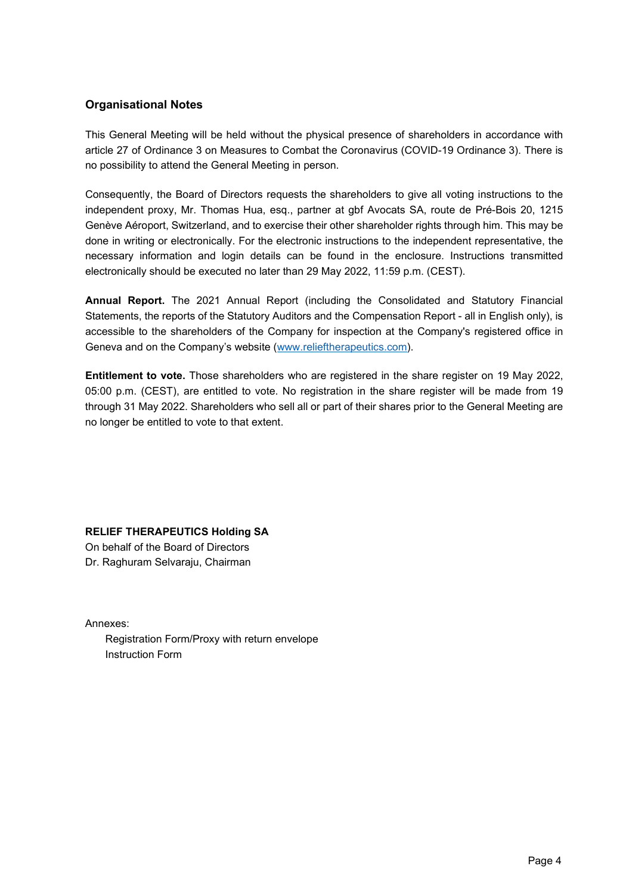## Organisational Notes

This General Meeting will be held without the physical presence of shareholders in accordance with article 27 of Ordinance 3 on Measures to Combat the Coronavirus (COVID-19 Ordinance 3). There is no possibility to attend the General Meeting in person.

Consequently, the Board of Directors requests the shareholders to give all voting instructions to the independent proxy, Mr. Thomas Hua, esq., partner at gbf Avocats SA, route de Pré-Bois 20, 1215 Genève Aéroport, Switzerland, and to exercise their other shareholder rights through him. This may be done in writing or electronically. For the electronic instructions to the independent representative, the necessary information and login details can be found in the enclosure. Instructions transmitted electronically should be executed no later than 29 May 2022, 11:59 p.m. (CEST).

**Annual Report.** The 2021 Annual Report (including the Consolidated and Statutory Financial Statements, the reports of the Statutory Auditors and the Compensation Report - all in English only), is accessible to the shareholders of the Company for inspection at the Company's registered office in Geneva and on the Company's website ([www.relieftherapeutics.com](www.relieftherapeutics.com)).

**Entitlement to vote.** Those shareholders who are registered in the share register on 19 May 2022, 05:00 p.m. (CEST), are entitled to vote. No registration in the share register will be made from 19 through 31 May 2022. Shareholders who sell all or part of their shares prior to the General Meeting are no longer be entitled to vote to that extent.

**RELIEF THERAPEUTICS Holding SA**
On behalf of the Board of Directors
Dr. Raghuram Selvaraju, Chairman

Annexes:

- Registration Form/Proxy with return envelope
- Instruction Form